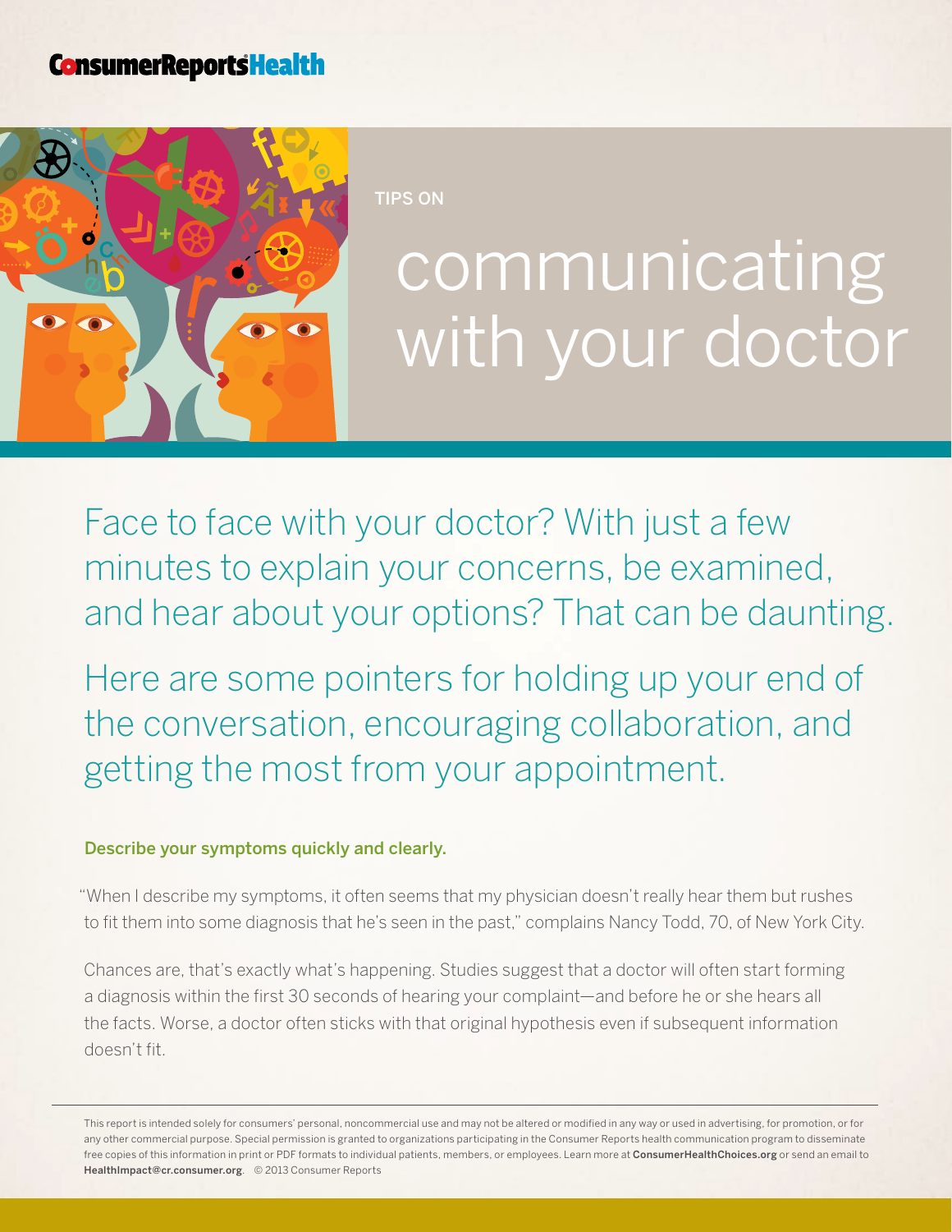ConsumerReportsHealth

TIPS ON

# communicating with your doctor

Face to face with your doctor? With just a few minutes to explain your concerns, be examined, and hear about your options? That can be daunting.

Here are some pointers for holding up your end of the conversation, encouraging collaboration, and getting the most from your appointment.

### Describe your symptoms quickly and clearly.

"When I describe my symptoms, it often seems that my physician doesn't really hear them but rushes to fit them into some diagnosis that he's seen in the past," complains Nancy Todd, 70, of New York City.

Chances are, that's exactly what's happening. Studies suggest that a doctor will often start forming a diagnosis within the first 30 seconds of hearing your complaint—and before he or she hears all the facts. Worse, a doctor often sticks with that original hypothesis even if subsequent information doesn't fit.

This report is intended solely for consumers' personal, noncommercial use and may not be altered or modified in any way or used in advertising, for promotion, or for any other commercial purpose. Special permission is granted to organizations participating in the Consumer Reports health communication program to disseminate free copies of this information in print or PDF formats to individual patients, members, or employees. Learn more at **ConsumerHealthChoices.org** or send an email to **HealthImpact@cr.consumer.org**. © 2013 Consumer Reports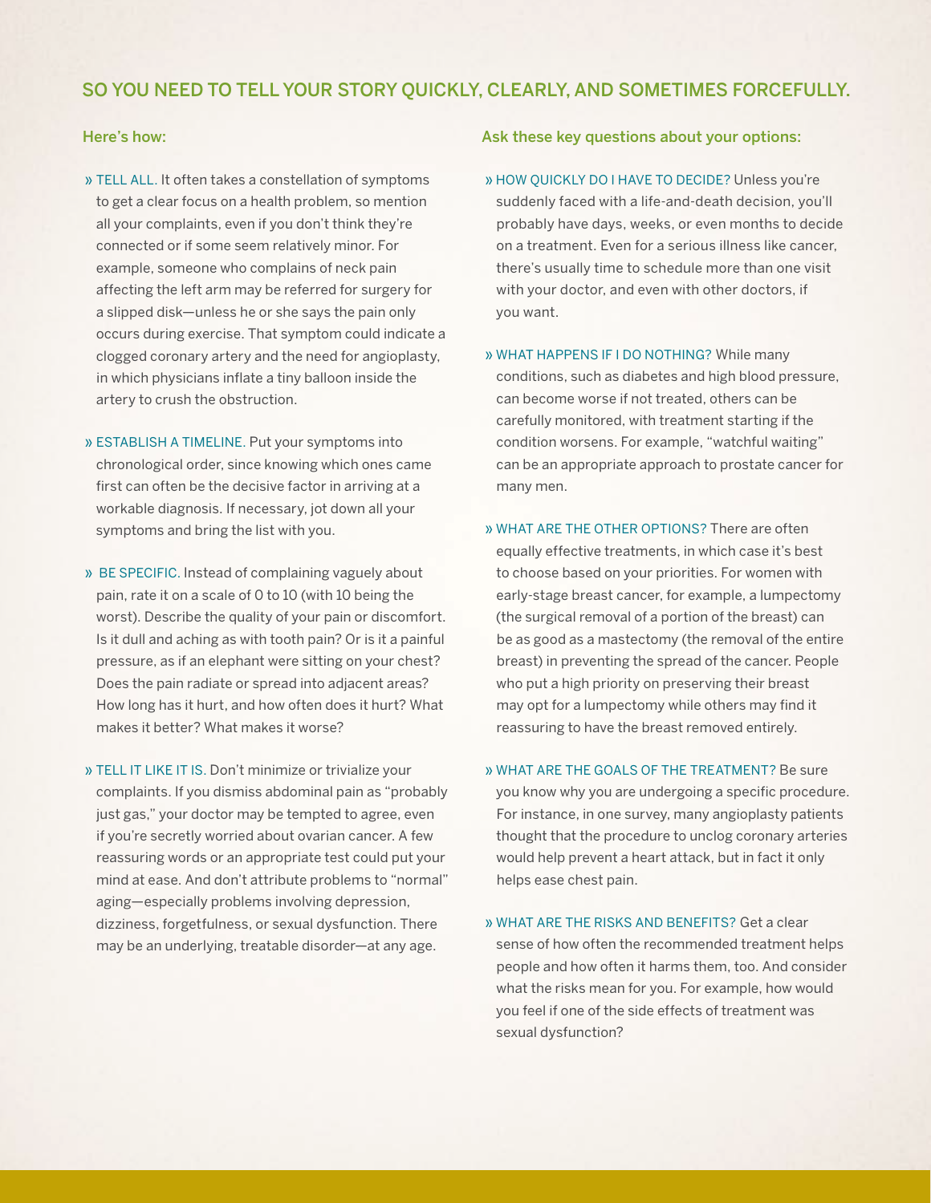## SO YOU NEED TO TELL YOUR STORY QUICKLY, CLEARLY, AND SOMETIMES FORCEFULLY.

### Here's how:

» TELL ALL. It often takes a constellation of symptoms to get a clear focus on a health problem, so mention all your complaints, even if you don't think they're connected or if some seem relatively minor. For example, someone who complains of neck pain affecting the left arm may be referred for surgery for a slipped disk—unless he or she says the pain only occurs during exercise. That symptom could indicate a clogged coronary artery and the need for angioplasty, in which physicians inflate a tiny balloon inside the artery to crush the obstruction.

» ESTABLISH A TIMELINE. Put your symptoms into chronological order, since knowing which ones came first can often be the decisive factor in arriving at a workable diagnosis. If necessary, jot down all your symptoms and bring the list with you.

» BE SPECIFIC. Instead of complaining vaguely about pain, rate it on a scale of 0 to 10 (with 10 being the worst). Describe the quality of your pain or discomfort. Is it dull and aching as with tooth pain? Or is it a painful pressure, as if an elephant were sitting on your chest? Does the pain radiate or spread into adjacent areas? How long has it hurt, and how often does it hurt? What makes it better? What makes it worse?

» TELL IT LIKE IT IS. Don't minimize or trivialize your complaints. If you dismiss abdominal pain as "probably just gas," your doctor may be tempted to agree, even if you're secretly worried about ovarian cancer. A few reassuring words or an appropriate test could put your mind at ease. And don't attribute problems to "normal" aging—especially problems involving depression, dizziness, forgetfulness, or sexual dysfunction. There may be an underlying, treatable disorder—at any age.

### Ask these key questions about your options:

» HOW QUICKLY DO I HAVE TO DECIDE? Unless you're suddenly faced with a life-and-death decision, you'll probably have days, weeks, or even months to decide on a treatment. Even for a serious illness like cancer, there's usually time to schedule more than one visit with your doctor, and even with other doctors, if you want.

» WHAT HAPPENS IF I DO NOTHING? While many conditions, such as diabetes and high blood pressure, can become worse if not treated, others can be carefully monitored, with treatment starting if the condition worsens. For example, "watchful waiting" can be an appropriate approach to prostate cancer for many men.

» WHAT ARE THE OTHER OPTIONS? There are often equally effective treatments, in which case it's best to choose based on your priorities. For women with early-stage breast cancer, for example, a lumpectomy (the surgical removal of a portion of the breast) can be as good as a mastectomy (the removal of the entire breast) in preventing the spread of the cancer. People who put a high priority on preserving their breast may opt for a lumpectomy while others may find it reassuring to have the breast removed entirely.

» WHAT ARE THE GOALS OF THE TREATMENT? Be sure you know why you are undergoing a specific procedure. For instance, in one survey, many angioplasty patients thought that the procedure to unclog coronary arteries would help prevent a heart attack, but in fact it only helps ease chest pain.

» WHAT ARE THE RISKS AND BENEFITS? Get a clear sense of how often the recommended treatment helps people and how often it harms them, too. And consider what the risks mean for you. For example, how would you feel if one of the side effects of treatment was sexual dysfunction?